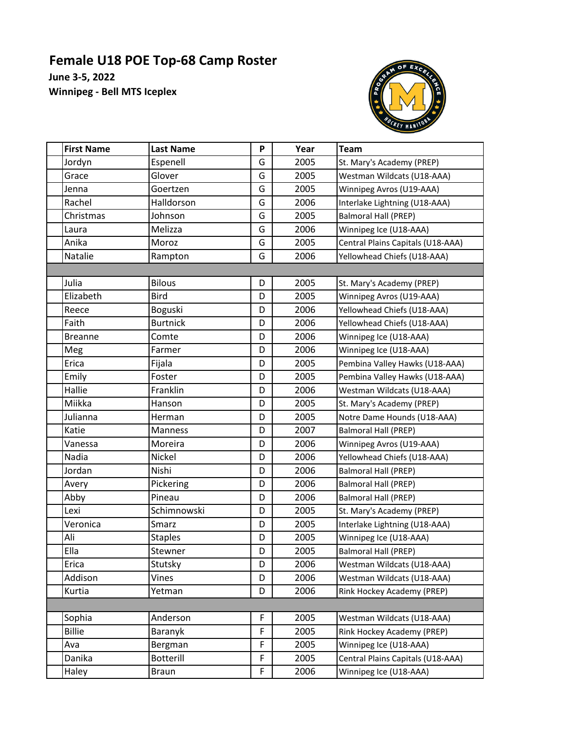# Female U18 POE Top-68 Camp Roster

**June 3-5, 2022**

**Winnipeg - Bell MTS Iceplex**

| | First Name | Last Name | P | Year | Team |
|---|---|---|---|---|---|
| | Jordyn | Espenell | G | 2005 | St. Mary's Academy (PREP) |
| | Grace | Glover | G | 2005 | Westman Wildcats (U18-AAA) |
| | Jenna | Goertzen | G | 2005 | Winnipeg Avros (U19-AAA) |
| | Rachel | Halldorson | G | 2006 | Interlake Lightning (U18-AAA) |
| | Christmas | Johnson | G | 2005 | Balmoral Hall (PREP) |
| | Laura | Melizza | G | 2006 | Winnipeg Ice (U18-AAA) |
| | Anika | Moroz | G | 2005 | Central Plains Capitals (U18-AAA) |
| | Natalie | Rampton | G | 2006 | Yellowhead Chiefs (U18-AAA) |
| | | | | | |
| | Julia | Bilous | D | 2005 | St. Mary's Academy (PREP) |
| | Elizabeth | Bird | D | 2005 | Winnipeg Avros (U19-AAA) |
| | Reece | Boguski | D | 2006 | Yellowhead Chiefs (U18-AAA) |
| | Faith | Burtnick | D | 2006 | Yellowhead Chiefs (U18-AAA) |
| | Breanne | Comte | D | 2006 | Winnipeg Ice (U18-AAA) |
| | Meg | Farmer | D | 2006 | Winnipeg Ice (U18-AAA) |
| | Erica | Fijala | D | 2005 | Pembina Valley Hawks (U18-AAA) |
| | Emily | Foster | D | 2005 | Pembina Valley Hawks (U18-AAA) |
| | Hallie | Franklin | D | 2006 | Westman Wildcats (U18-AAA) |
| | Miikka | Hanson | D | 2005 | St. Mary's Academy (PREP) |
| | Julianna | Herman | D | 2005 | Notre Dame Hounds (U18-AAA) |
| | Katie | Manness | D | 2007 | Balmoral Hall (PREP) |
| | Vanessa | Moreira | D | 2006 | Winnipeg Avros (U19-AAA) |
| | Nadia | Nickel | D | 2006 | Yellowhead Chiefs (U18-AAA) |
| | Jordan | Nishi | D | 2006 | Balmoral Hall (PREP) |
| | Avery | Pickering | D | 2006 | Balmoral Hall (PREP) |
| | Abby | Pineau | D | 2006 | Balmoral Hall (PREP) |
| | Lexi | Schimnowski | D | 2005 | St. Mary's Academy (PREP) |
| | Veronica | Smarz | D | 2005 | Interlake Lightning (U18-AAA) |
| | Ali | Staples | D | 2005 | Winnipeg Ice (U18-AAA) |
| | Ella | Stewner | D | 2005 | Balmoral Hall (PREP) |
| | Erica | Stutsky | D | 2006 | Westman Wildcats (U18-AAA) |
| | Addison | Vines | D | 2006 | Westman Wildcats (U18-AAA) |
| | Kurtia | Yetman | D | 2006 | Rink Hockey Academy (PREP) |
| | | | | | |
| | Sophia | Anderson | F | 2005 | Westman Wildcats (U18-AAA) |
| | Billie | Baranyk | F | 2005 | Rink Hockey Academy (PREP) |
| | Ava | Bergman | F | 2005 | Winnipeg Ice (U18-AAA) |
| | Danika | Botterill | F | 2005 | Central Plains Capitals (U18-AAA) |
| | Haley | Braun | F | 2006 | Winnipeg Ice (U18-AAA) |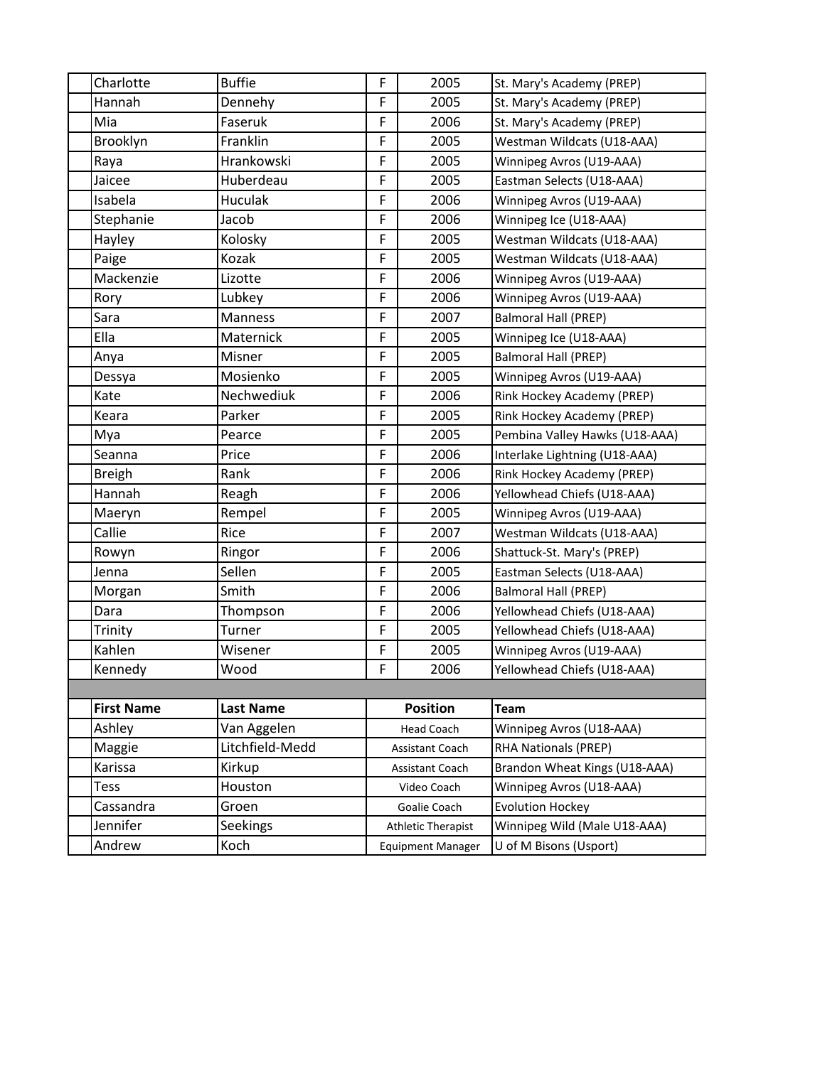| | | | | | |
|---|---|---|---|---|---|
| | Charlotte | Buffie | F | 2005 | St. Mary's Academy (PREP) |
| | Hannah | Dennehy | F | 2005 | St. Mary's Academy (PREP) |
| | Mia | Faseruk | F | 2006 | St. Mary's Academy (PREP) |
| | Brooklyn | Franklin | F | 2005 | Westman Wildcats (U18-AAA) |
| | Raya | Hrankowski | F | 2005 | Winnipeg Avros (U19-AAA) |
| | Jaicee | Huberdeau | F | 2005 | Eastman Selects (U18-AAA) |
| | Isabela | Huculak | F | 2006 | Winnipeg Avros (U19-AAA) |
| | Stephanie | Jacob | F | 2006 | Winnipeg Ice (U18-AAA) |
| | Hayley | Kolosky | F | 2005 | Westman Wildcats (U18-AAA) |
| | Paige | Kozak | F | 2005 | Westman Wildcats (U18-AAA) |
| | Mackenzie | Lizotte | F | 2006 | Winnipeg Avros (U19-AAA) |
| | Rory | Lubkey | F | 2006 | Winnipeg Avros (U19-AAA) |
| | Sara | Manness | F | 2007 | Balmoral Hall (PREP) |
| | Ella | Maternick | F | 2005 | Winnipeg Ice (U18-AAA) |
| | Anya | Misner | F | 2005 | Balmoral Hall (PREP) |
| | Dessya | Mosienko | F | 2005 | Winnipeg Avros (U19-AAA) |
| | Kate | Nechwediuk | F | 2006 | Rink Hockey Academy (PREP) |
| | Keara | Parker | F | 2005 | Rink Hockey Academy (PREP) |
| | Mya | Pearce | F | 2005 | Pembina Valley Hawks (U18-AAA) |
| | Seanna | Price | F | 2006 | Interlake Lightning (U18-AAA) |
| | Breigh | Rank | F | 2006 | Rink Hockey Academy (PREP) |
| | Hannah | Reagh | F | 2006 | Yellowhead Chiefs (U18-AAA) |
| | Maeryn | Rempel | F | 2005 | Winnipeg Avros (U19-AAA) |
| | Callie | Rice | F | 2007 | Westman Wildcats (U18-AAA) |
| | Rowyn | Ringor | F | 2006 | Shattuck-St. Mary's (PREP) |
| | Jenna | Sellen | F | 2005 | Eastman Selects (U18-AAA) |
| | Morgan | Smith | F | 2006 | Balmoral Hall (PREP) |
| | Dara | Thompson | F | 2006 | Yellowhead Chiefs (U18-AAA) |
| | Trinity | Turner | F | 2005 | Yellowhead Chiefs (U18-AAA) |
| | Kahlen | Wisener | F | 2005 | Winnipeg Avros (U19-AAA) |
| | Kennedy | Wood | F | 2006 | Yellowhead Chiefs (U18-AAA) |

| | **First Name** | **Last Name** | **Position** | **Team** |
|---|---|---|---|---|
| | Ashley | Van Aggelen | Head Coach | Winnipeg Avros (U18-AAA) |
| | Maggie | Litchfield-Medd | Assistant Coach | RHA Nationals (PREP) |
| | Karissa | Kirkup | Assistant Coach | Brandon Wheat Kings (U18-AAA) |
| | Tess | Houston | Video Coach | Winnipeg Avros (U18-AAA) |
| | Cassandra | Groen | Goalie Coach | Evolution Hockey |
| | Jennifer | Seekings | Athletic Therapist | Winnipeg Wild (Male U18-AAA) |
| | Andrew | Koch | Equipment Manager | U of M Bisons (Usport) |